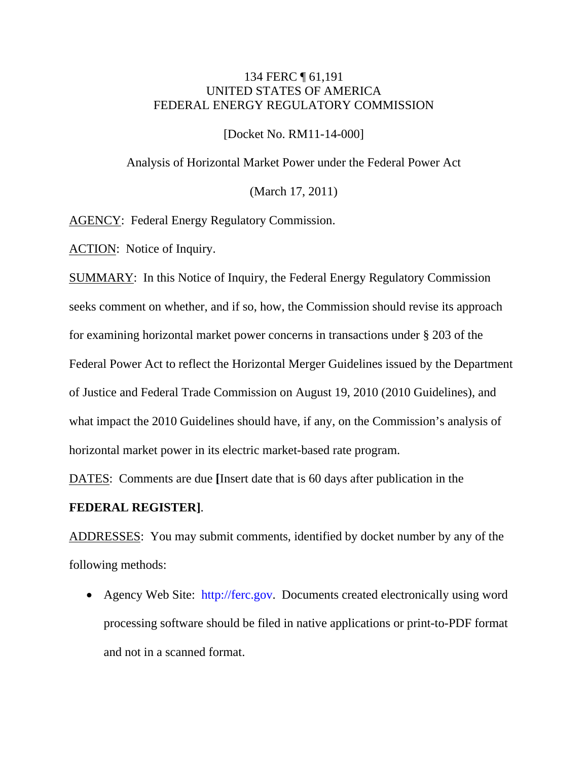134 FERC ¶ 61,191
UNITED STATES OF AMERICA
FEDERAL ENERGY REGULATORY COMMISSION

[Docket No. RM11-14-000]

Analysis of Horizontal Market Power under the Federal Power Act

(March 17, 2011)

AGENCY: Federal Energy Regulatory Commission.

ACTION: Notice of Inquiry.

SUMMARY: In this Notice of Inquiry, the Federal Energy Regulatory Commission seeks comment on whether, and if so, how, the Commission should revise its approach for examining horizontal market power concerns in transactions under § 203 of the Federal Power Act to reflect the Horizontal Merger Guidelines issued by the Department of Justice and Federal Trade Commission on August 19, 2010 (2010 Guidelines), and what impact the 2010 Guidelines should have, if any, on the Commission's analysis of horizontal market power in its electric market-based rate program.

DATES: Comments are due **[**Insert date that is 60 days after publication in the **FEDERAL REGISTER]**.

ADDRESSES: You may submit comments, identified by docket number by any of the following methods:

- Agency Web Site: http://ferc.gov. Documents created electronically using word processing software should be filed in native applications or print-to-PDF format and not in a scanned format.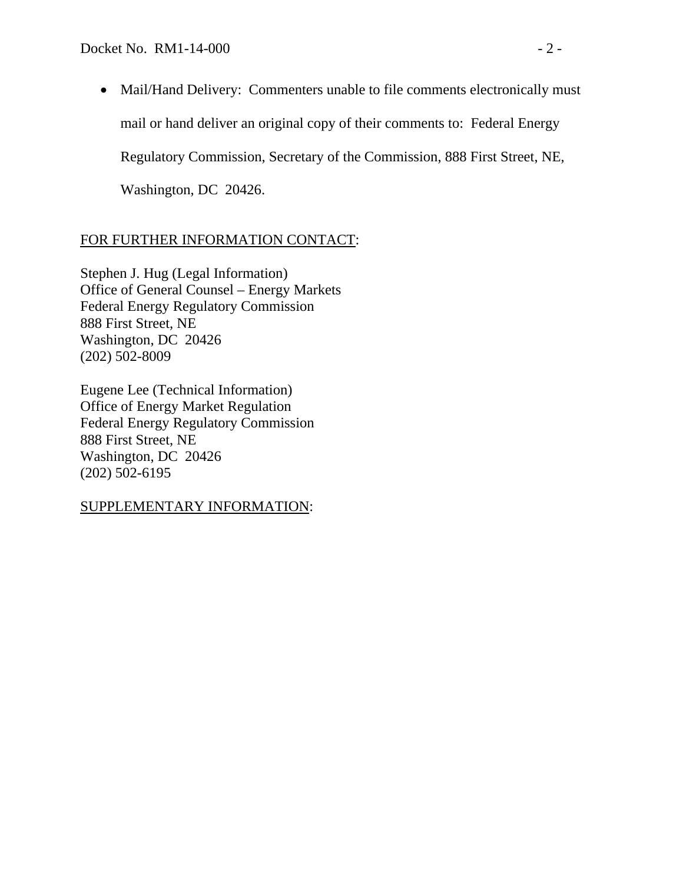- Mail/Hand Delivery: Commenters unable to file comments electronically must mail or hand deliver an original copy of their comments to: Federal Energy Regulatory Commission, Secretary of the Commission, 888 First Street, NE, Washington, DC 20426.

FOR FURTHER INFORMATION CONTACT:

Stephen J. Hug (Legal Information)
Office of General Counsel – Energy Markets
Federal Energy Regulatory Commission
888 First Street, NE
Washington, DC 20426
(202) 502-8009

Eugene Lee (Technical Information)
Office of Energy Market Regulation
Federal Energy Regulatory Commission
888 First Street, NE
Washington, DC 20426
(202) 502-6195

SUPPLEMENTARY INFORMATION: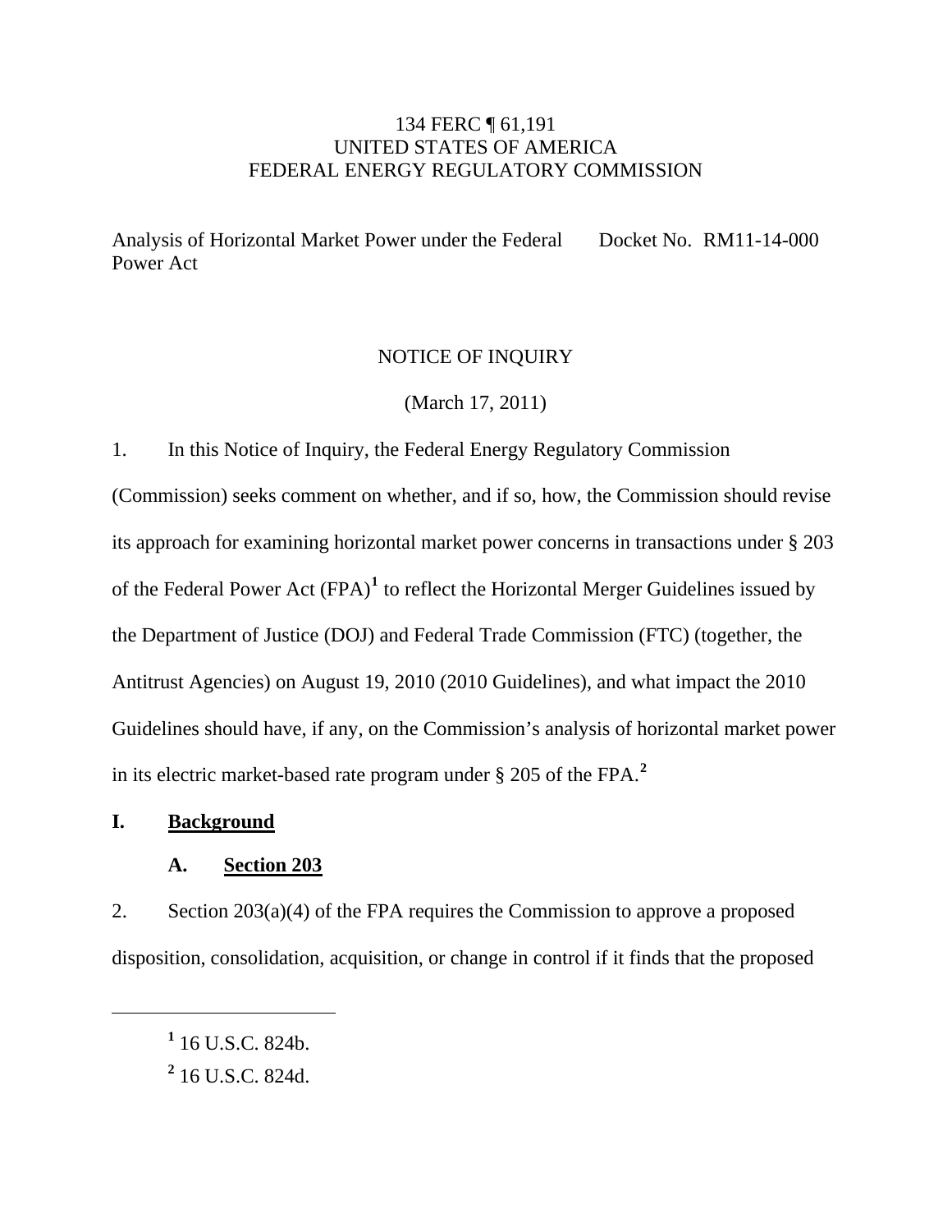134 FERC ¶ 61,191
UNITED STATES OF AMERICA
FEDERAL ENERGY REGULATORY COMMISSION

Analysis of Horizontal Market Power under the Federal Power Act — Docket No. RM11-14-000

NOTICE OF INQUIRY

(March 17, 2011)

1. In this Notice of Inquiry, the Federal Energy Regulatory Commission (Commission) seeks comment on whether, and if so, how, the Commission should revise its approach for examining horizontal market power concerns in transactions under § 203 of the Federal Power Act (FPA)[1] to reflect the Horizontal Merger Guidelines issued by the Department of Justice (DOJ) and Federal Trade Commission (FTC) (together, the Antitrust Agencies) on August 19, 2010 (2010 Guidelines), and what impact the 2010 Guidelines should have, if any, on the Commission's analysis of horizontal market power in its electric market-based rate program under § 205 of the FPA.[2]

# I. Background

## A. Section 203

2. Section 203(a)(4) of the FPA requires the Commission to approve a proposed disposition, consolidation, acquisition, or change in control if it finds that the proposed

[1] 16 U.S.C. 824b.

[2] 16 U.S.C. 824d.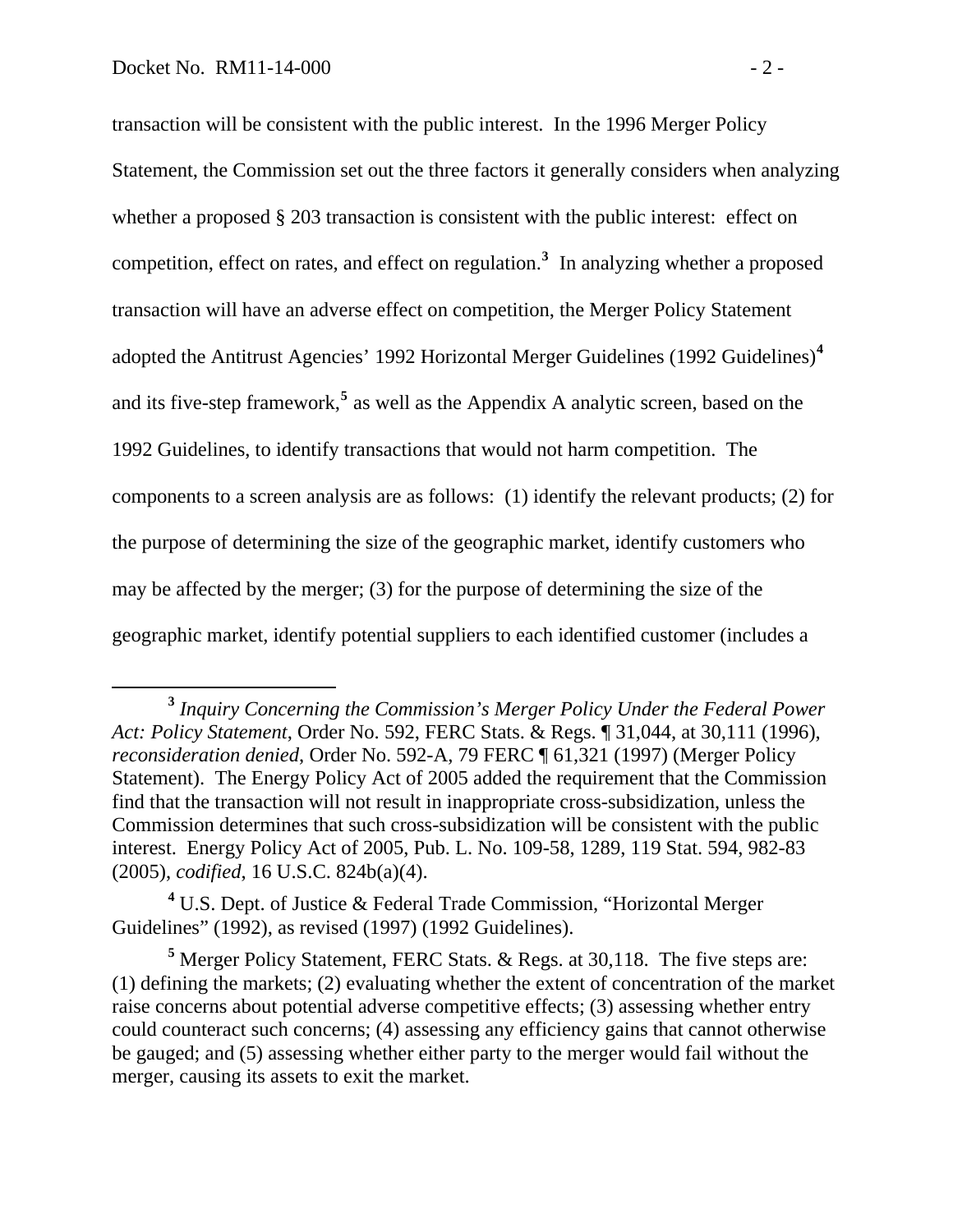transaction will be consistent with the public interest. In the 1996 Merger Policy Statement, the Commission set out the three factors it generally considers when analyzing whether a proposed § 203 transaction is consistent with the public interest: effect on competition, effect on rates, and effect on regulation.[3] In analyzing whether a proposed transaction will have an adverse effect on competition, the Merger Policy Statement adopted the Antitrust Agencies' 1992 Horizontal Merger Guidelines (1992 Guidelines)[4] and its five-step framework,[5] as well as the Appendix A analytic screen, based on the 1992 Guidelines, to identify transactions that would not harm competition. The components to a screen analysis are as follows: (1) identify the relevant products; (2) for the purpose of determining the size of the geographic market, identify customers who may be affected by the merger; (3) for the purpose of determining the size of the geographic market, identify potential suppliers to each identified customer (includes a

---

[3] *Inquiry Concerning the Commission's Merger Policy Under the Federal Power Act: Policy Statement*, Order No. 592, FERC Stats. & Regs. ¶ 31,044, at 30,111 (1996), *reconsideration denied*, Order No. 592-A, 79 FERC ¶ 61,321 (1997) (Merger Policy Statement). The Energy Policy Act of 2005 added the requirement that the Commission find that the transaction will not result in inappropriate cross-subsidization, unless the Commission determines that such cross-subsidization will be consistent with the public interest. Energy Policy Act of 2005, Pub. L. No. 109-58, 1289, 119 Stat. 594, 982-83 (2005), *codified*, 16 U.S.C. 824b(a)(4).

[4] U.S. Dept. of Justice & Federal Trade Commission, "Horizontal Merger Guidelines" (1992), as revised (1997) (1992 Guidelines).

[5] Merger Policy Statement, FERC Stats. & Regs. at 30,118. The five steps are: (1) defining the markets; (2) evaluating whether the extent of concentration of the market raise concerns about potential adverse competitive effects; (3) assessing whether entry could counteract such concerns; (4) assessing any efficiency gains that cannot otherwise be gauged; and (5) assessing whether either party to the merger would fail without the merger, causing its assets to exit the market.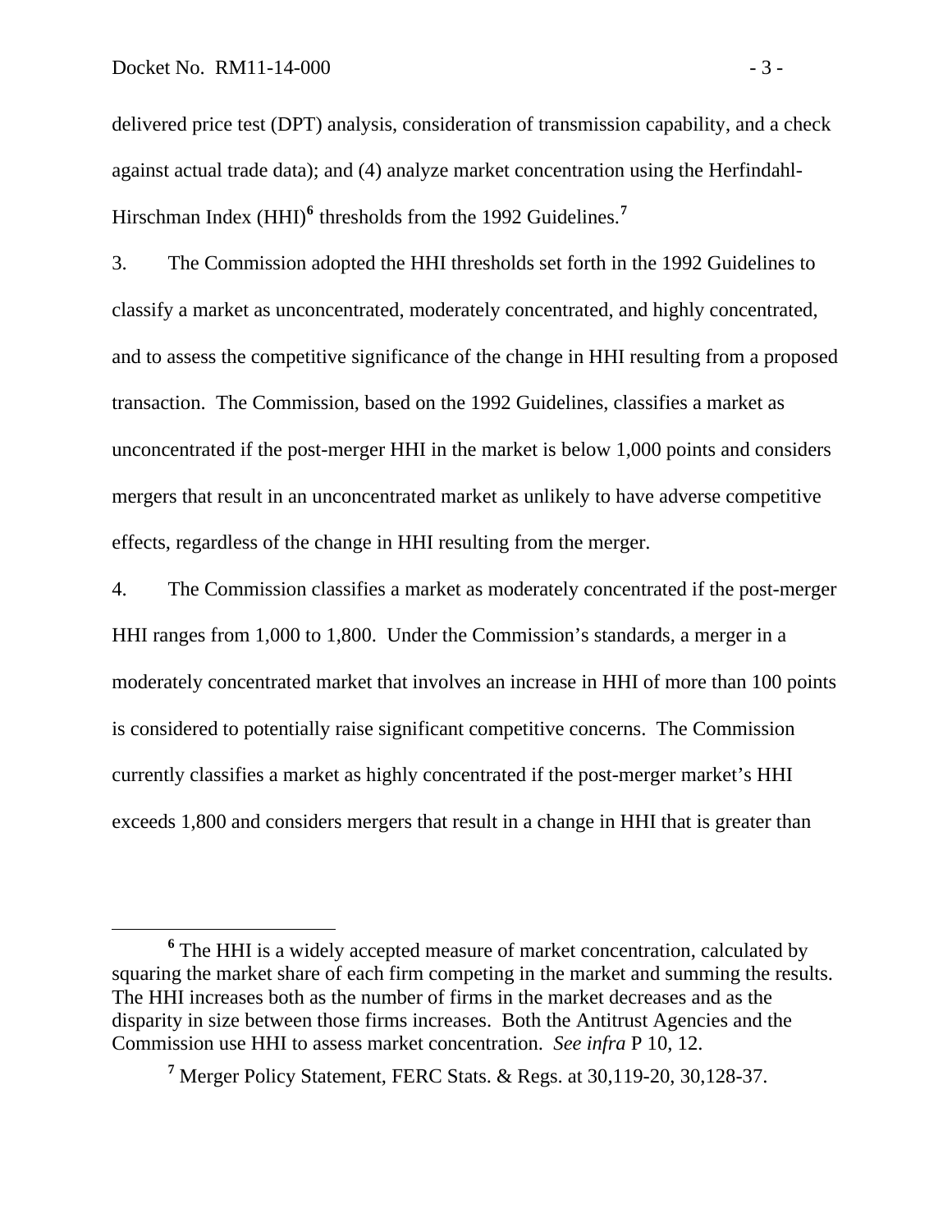delivered price test (DPT) analysis, consideration of transmission capability, and a check against actual trade data); and (4) analyze market concentration using the Herfindahl-Hirschman Index (HHI)[6] thresholds from the 1992 Guidelines.[7]

3. The Commission adopted the HHI thresholds set forth in the 1992 Guidelines to classify a market as unconcentrated, moderately concentrated, and highly concentrated, and to assess the competitive significance of the change in HHI resulting from a proposed transaction. The Commission, based on the 1992 Guidelines, classifies a market as unconcentrated if the post-merger HHI in the market is below 1,000 points and considers mergers that result in an unconcentrated market as unlikely to have adverse competitive effects, regardless of the change in HHI resulting from the merger.

4. The Commission classifies a market as moderately concentrated if the post-merger HHI ranges from 1,000 to 1,800. Under the Commission's standards, a merger in a moderately concentrated market that involves an increase in HHI of more than 100 points is considered to potentially raise significant competitive concerns. The Commission currently classifies a market as highly concentrated if the post-merger market's HHI exceeds 1,800 and considers mergers that result in a change in HHI that is greater than

---

[6] The HHI is a widely accepted measure of market concentration, calculated by squaring the market share of each firm competing in the market and summing the results. The HHI increases both as the number of firms in the market decreases and as the disparity in size between those firms increases. Both the Antitrust Agencies and the Commission use HHI to assess market concentration. *See infra* P 10, 12.

[7] Merger Policy Statement, FERC Stats. & Regs. at 30,119-20, 30,128-37.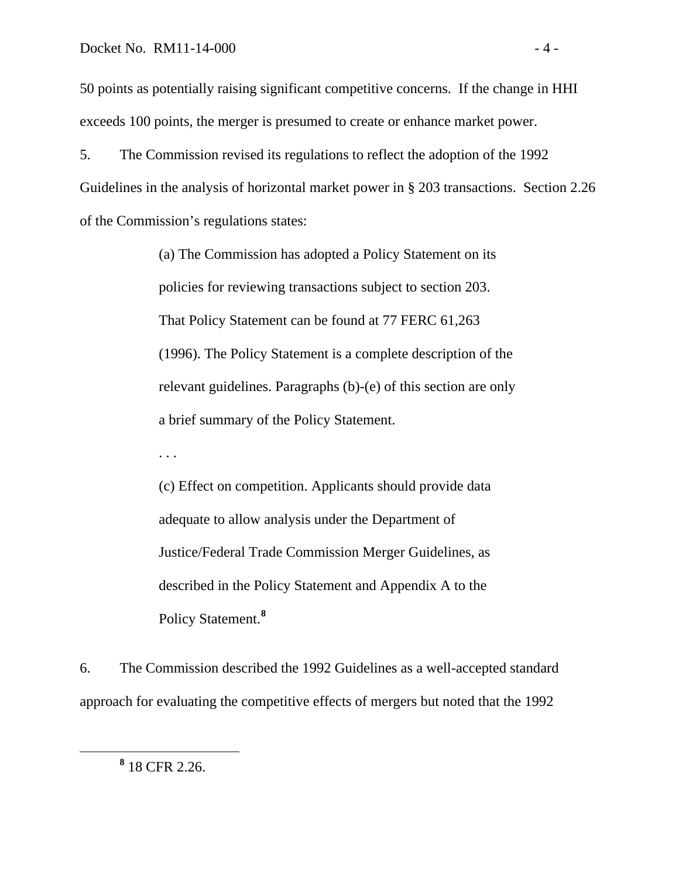50 points as potentially raising significant competitive concerns. If the change in HHI exceeds 100 points, the merger is presumed to create or enhance market power.

5. The Commission revised its regulations to reflect the adoption of the 1992 Guidelines in the analysis of horizontal market power in § 203 transactions. Section 2.26 of the Commission's regulations states:

> (a) The Commission has adopted a Policy Statement on its policies for reviewing transactions subject to section 203. That Policy Statement can be found at 77 FERC 61,263 (1996). The Policy Statement is a complete description of the relevant guidelines. Paragraphs (b)-(e) of this section are only a brief summary of the Policy Statement.
>
> . . .
>
> (c) Effect on competition. Applicants should provide data adequate to allow analysis under the Department of Justice/Federal Trade Commission Merger Guidelines, as described in the Policy Statement and Appendix A to the Policy Statement.[8]

6. The Commission described the 1992 Guidelines as a well-accepted standard approach for evaluating the competitive effects of mergers but noted that the 1992

---

[8] 18 CFR 2.26.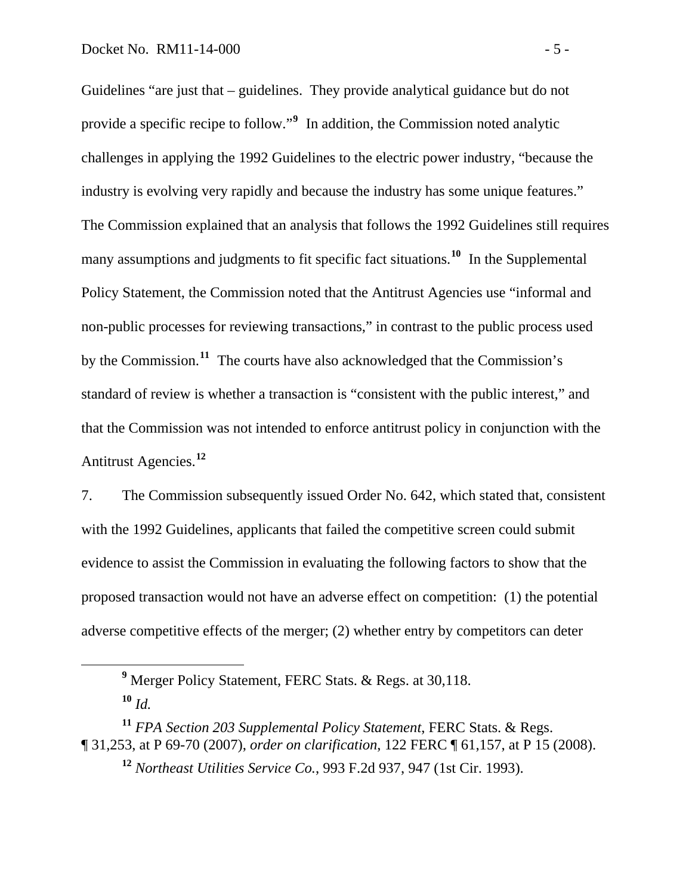Guidelines "are just that – guidelines. They provide analytical guidance but do not provide a specific recipe to follow."[9] In addition, the Commission noted analytic challenges in applying the 1992 Guidelines to the electric power industry, "because the industry is evolving very rapidly and because the industry has some unique features." The Commission explained that an analysis that follows the 1992 Guidelines still requires many assumptions and judgments to fit specific fact situations.[10] In the Supplemental Policy Statement, the Commission noted that the Antitrust Agencies use "informal and non-public processes for reviewing transactions," in contrast to the public process used by the Commission.[11] The courts have also acknowledged that the Commission's standard of review is whether a transaction is "consistent with the public interest," and that the Commission was not intended to enforce antitrust policy in conjunction with the Antitrust Agencies.[12]

7. The Commission subsequently issued Order No. 642, which stated that, consistent with the 1992 Guidelines, applicants that failed the competitive screen could submit evidence to assist the Commission in evaluating the following factors to show that the proposed transaction would not have an adverse effect on competition: (1) the potential adverse competitive effects of the merger; (2) whether entry by competitors can deter

---

[9] Merger Policy Statement, FERC Stats. & Regs. at 30,118.

[10] *Id.*

[11] *FPA Section 203 Supplemental Policy Statement*, FERC Stats. & Regs. ¶ 31,253, at P 69-70 (2007), *order on clarification*, 122 FERC ¶ 61,157, at P 15 (2008).

[12] *Northeast Utilities Service Co.*, 993 F.2d 937, 947 (1st Cir. 1993).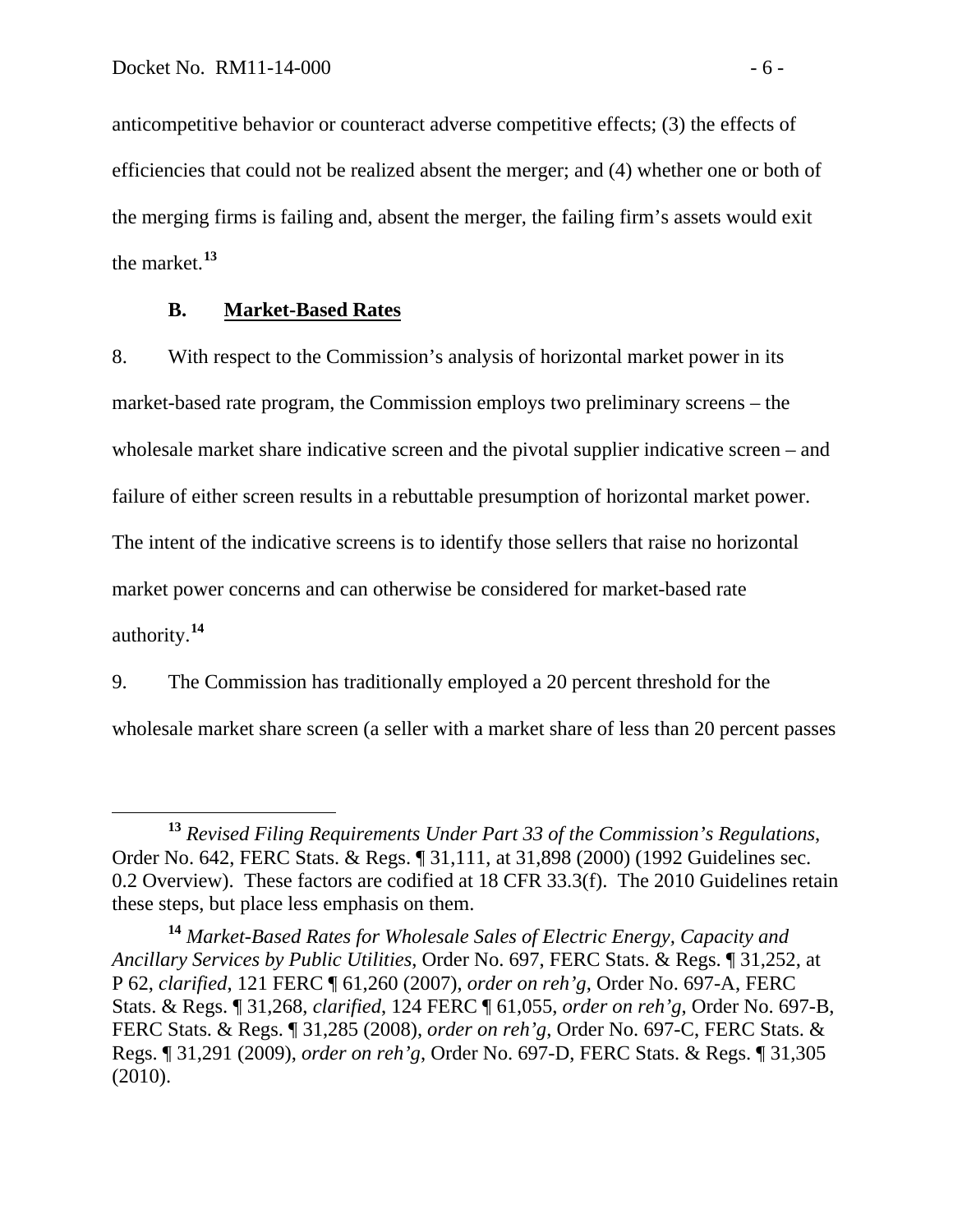anticompetitive behavior or counteract adverse competitive effects; (3) the effects of efficiencies that could not be realized absent the merger; and (4) whether one or both of the merging firms is failing and, absent the merger, the failing firm's assets would exit the market.[13]

### B. Market-Based Rates

8. With respect to the Commission's analysis of horizontal market power in its market-based rate program, the Commission employs two preliminary screens – the wholesale market share indicative screen and the pivotal supplier indicative screen – and failure of either screen results in a rebuttable presumption of horizontal market power. The intent of the indicative screens is to identify those sellers that raise no horizontal market power concerns and can otherwise be considered for market-based rate authority.[14]

9. The Commission has traditionally employed a 20 percent threshold for the wholesale market share screen (a seller with a market share of less than 20 percent passes

---

[13] *Revised Filing Requirements Under Part 33 of the Commission's Regulations*, Order No. 642, FERC Stats. & Regs. ¶ 31,111, at 31,898 (2000) (1992 Guidelines sec. 0.2 Overview). These factors are codified at 18 CFR 33.3(f). The 2010 Guidelines retain these steps, but place less emphasis on them.

[14] *Market-Based Rates for Wholesale Sales of Electric Energy, Capacity and Ancillary Services by Public Utilities*, Order No. 697, FERC Stats. & Regs. ¶ 31,252, at P 62, *clarified*, 121 FERC ¶ 61,260 (2007), *order on reh'g*, Order No. 697-A, FERC Stats. & Regs. ¶ 31,268, *clarified*, 124 FERC ¶ 61,055, *order on reh'g*, Order No. 697-B, FERC Stats. & Regs. ¶ 31,285 (2008), *order on reh'g*, Order No. 697-C, FERC Stats. & Regs. ¶ 31,291 (2009), *order on reh'g*, Order No. 697-D, FERC Stats. & Regs. ¶ 31,305 (2010).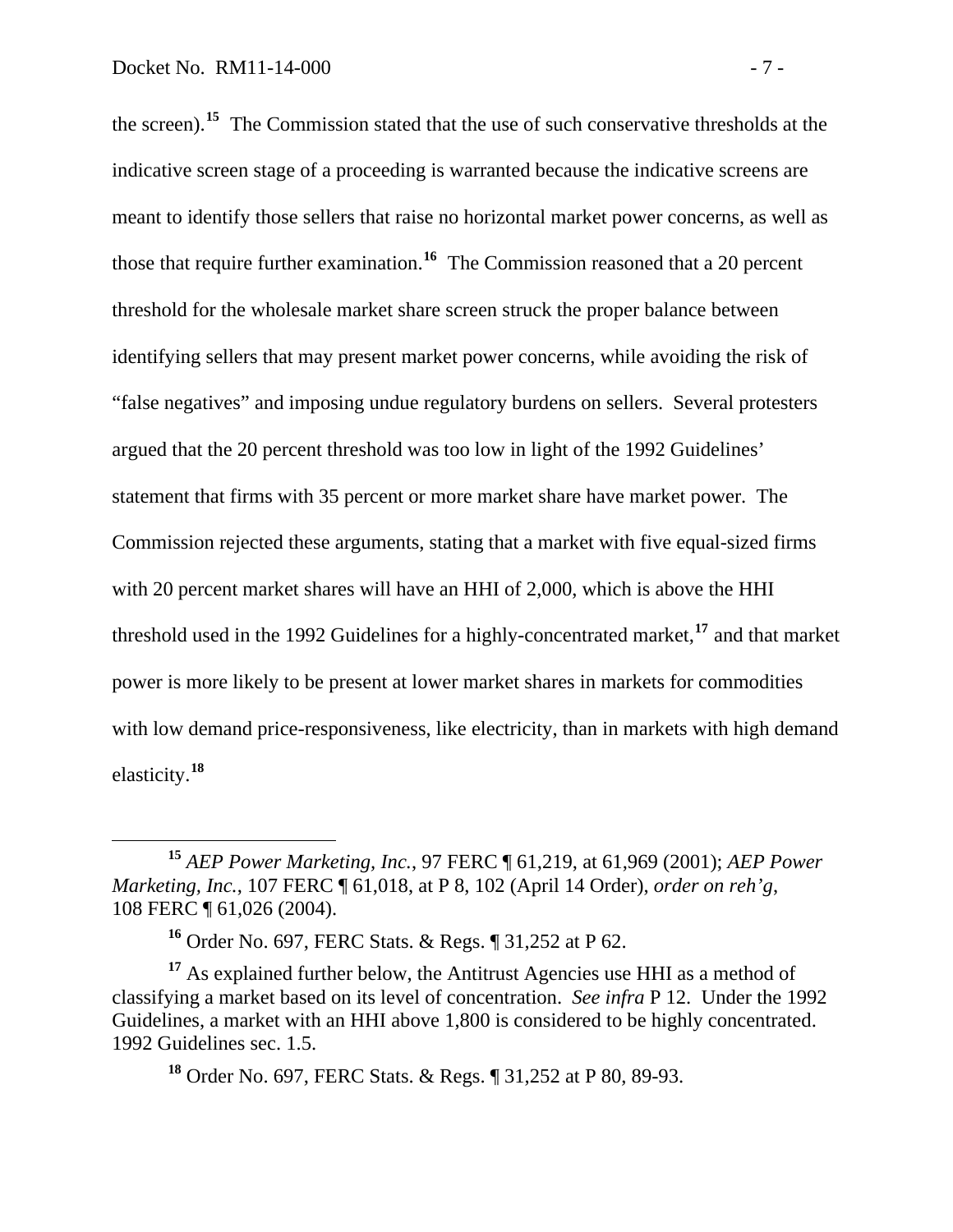the screen).[15] The Commission stated that the use of such conservative thresholds at the indicative screen stage of a proceeding is warranted because the indicative screens are meant to identify those sellers that raise no horizontal market power concerns, as well as those that require further examination.[16] The Commission reasoned that a 20 percent threshold for the wholesale market share screen struck the proper balance between identifying sellers that may present market power concerns, while avoiding the risk of "false negatives" and imposing undue regulatory burdens on sellers. Several protesters argued that the 20 percent threshold was too low in light of the 1992 Guidelines' statement that firms with 35 percent or more market share have market power. The Commission rejected these arguments, stating that a market with five equal-sized firms with 20 percent market shares will have an HHI of 2,000, which is above the HHI threshold used in the 1992 Guidelines for a highly-concentrated market,[17] and that market power is more likely to be present at lower market shares in markets for commodities with low demand price-responsiveness, like electricity, than in markets with high demand elasticity.[18]

---

[15] *AEP Power Marketing, Inc.*, 97 FERC ¶ 61,219, at 61,969 (2001); *AEP Power Marketing, Inc.*, 107 FERC ¶ 61,018, at P 8, 102 (April 14 Order), *order on reh'g*, 108 FERC ¶ 61,026 (2004).

[16] Order No. 697, FERC Stats. & Regs. ¶ 31,252 at P 62.

[17] As explained further below, the Antitrust Agencies use HHI as a method of classifying a market based on its level of concentration. *See infra* P 12. Under the 1992 Guidelines, a market with an HHI above 1,800 is considered to be highly concentrated. 1992 Guidelines sec. 1.5.

[18] Order No. 697, FERC Stats. & Regs. ¶ 31,252 at P 80, 89-93.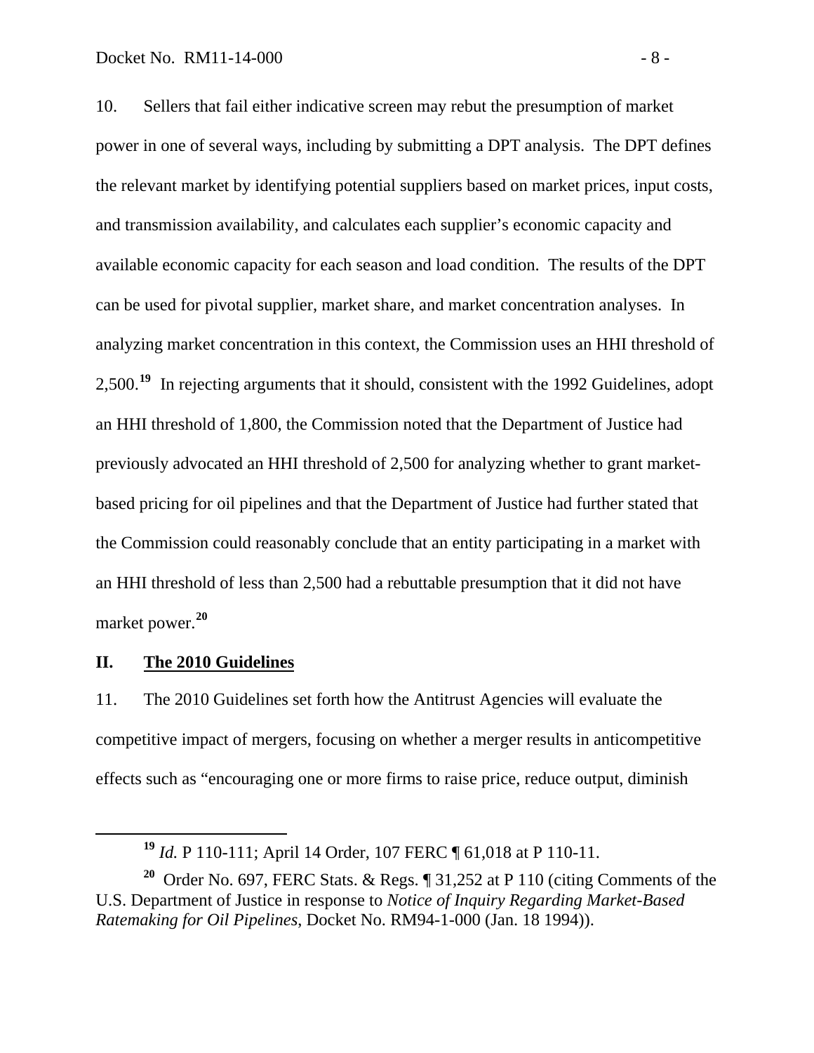10. Sellers that fail either indicative screen may rebut the presumption of market power in one of several ways, including by submitting a DPT analysis. The DPT defines the relevant market by identifying potential suppliers based on market prices, input costs, and transmission availability, and calculates each supplier's economic capacity and available economic capacity for each season and load condition. The results of the DPT can be used for pivotal supplier, market share, and market concentration analyses. In analyzing market concentration in this context, the Commission uses an HHI threshold of 2,500.[19] In rejecting arguments that it should, consistent with the 1992 Guidelines, adopt an HHI threshold of 1,800, the Commission noted that the Department of Justice had previously advocated an HHI threshold of 2,500 for analyzing whether to grant market-based pricing for oil pipelines and that the Department of Justice had further stated that the Commission could reasonably conclude that an entity participating in a market with an HHI threshold of less than 2,500 had a rebuttable presumption that it did not have market power.[20]

## II. The 2010 Guidelines

11. The 2010 Guidelines set forth how the Antitrust Agencies will evaluate the competitive impact of mergers, focusing on whether a merger results in anticompetitive effects such as "encouraging one or more firms to raise price, reduce output, diminish

---

[19] *Id.* P 110-111; April 14 Order, 107 FERC ¶ 61,018 at P 110-11.

[20] Order No. 697, FERC Stats. & Regs. ¶ 31,252 at P 110 (citing Comments of the U.S. Department of Justice in response to *Notice of Inquiry Regarding Market-Based Ratemaking for Oil Pipelines*, Docket No. RM94-1-000 (Jan. 18 1994)).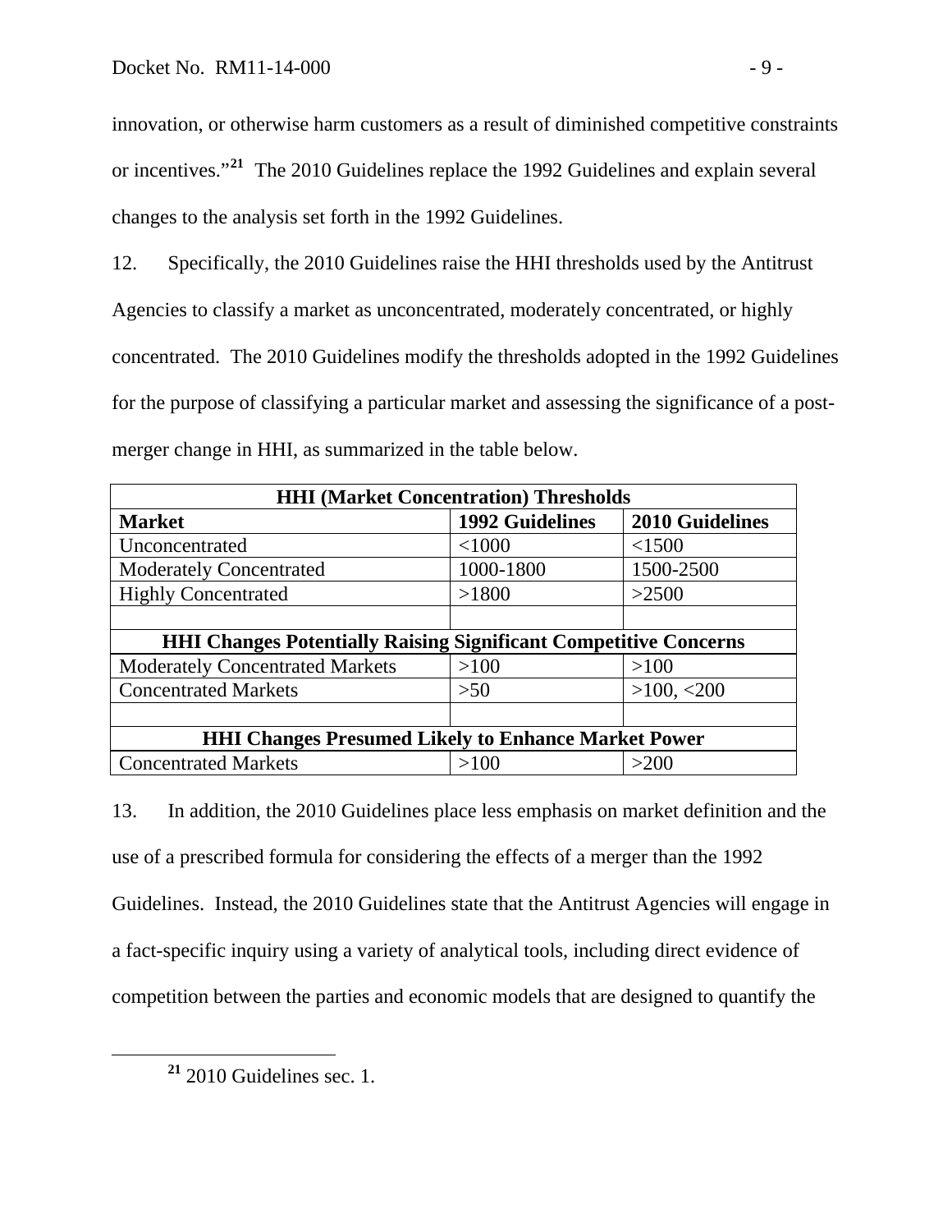innovation, or otherwise harm customers as a result of diminished competitive constraints or incentives."[21] The 2010 Guidelines replace the 1992 Guidelines and explain several changes to the analysis set forth in the 1992 Guidelines.

12. Specifically, the 2010 Guidelines raise the HHI thresholds used by the Antitrust Agencies to classify a market as unconcentrated, moderately concentrated, or highly concentrated. The 2010 Guidelines modify the thresholds adopted in the 1992 Guidelines for the purpose of classifying a particular market and assessing the significance of a post-merger change in HHI, as summarized in the table below.

| **HHI (Market Concentration) Thresholds** | | |
|---|---|---|
| **Market** | **1992 Guidelines** | **2010 Guidelines** |
| Unconcentrated | <1000 | <1500 |
| Moderately Concentrated | 1000-1800 | 1500-2500 |
| Highly Concentrated | >1800 | >2500 |
| | | |
| **HHI Changes Potentially Raising Significant Competitive Concerns** | | |
| Moderately Concentrated Markets | >100 | >100 |
| Concentrated Markets | >50 | >100, <200 |
| | | |
| **HHI Changes Presumed Likely to Enhance Market Power** | | |
| Concentrated Markets | >100 | >200 |

13. In addition, the 2010 Guidelines place less emphasis on market definition and the use of a prescribed formula for considering the effects of a merger than the 1992 Guidelines. Instead, the 2010 Guidelines state that the Antitrust Agencies will engage in a fact-specific inquiry using a variety of analytical tools, including direct evidence of competition between the parties and economic models that are designed to quantify the

---

[21] 2010 Guidelines sec. 1.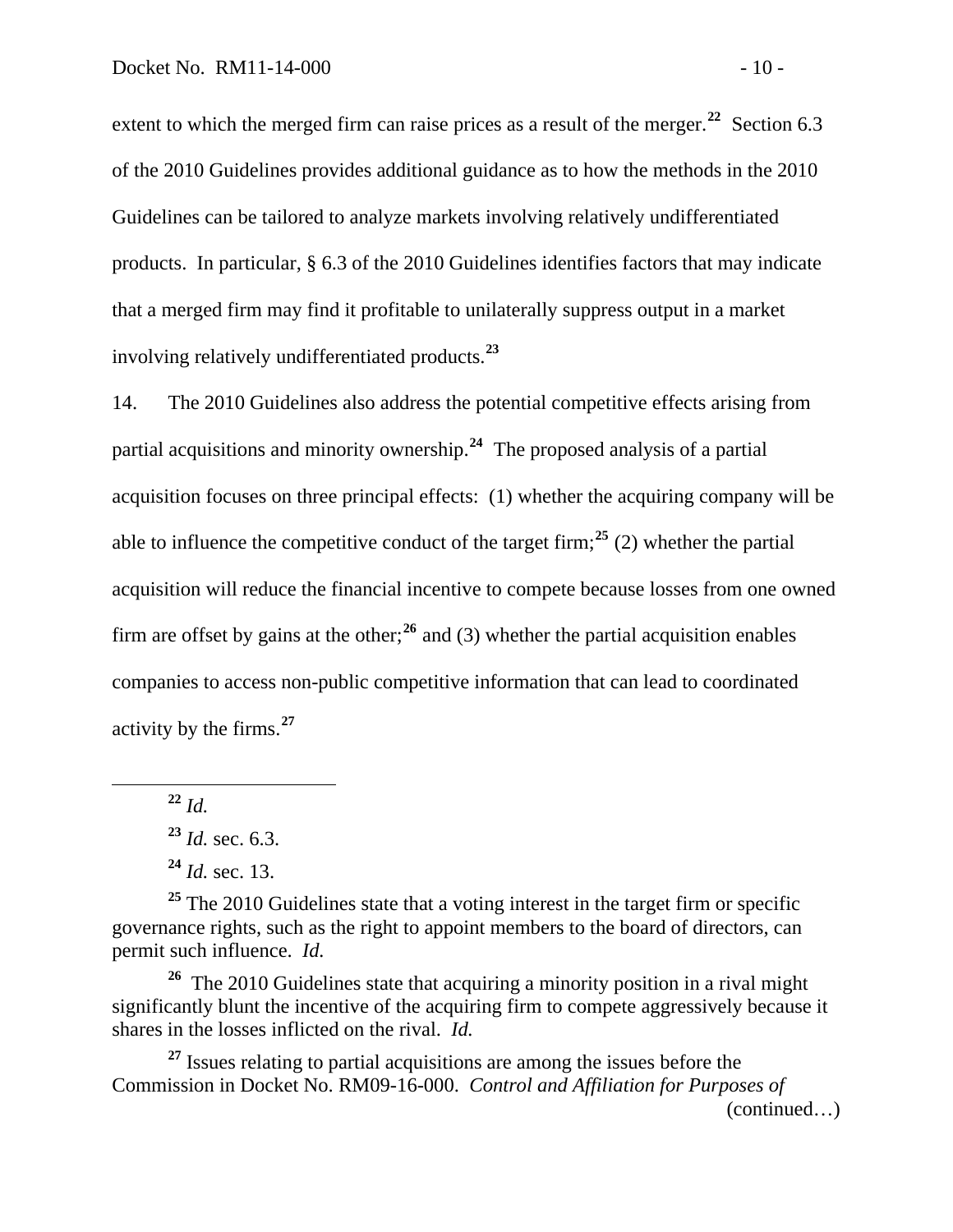extent to which the merged firm can raise prices as a result of the merger.[22] Section 6.3 of the 2010 Guidelines provides additional guidance as to how the methods in the 2010 Guidelines can be tailored to analyze markets involving relatively undifferentiated products. In particular, § 6.3 of the 2010 Guidelines identifies factors that may indicate that a merged firm may find it profitable to unilaterally suppress output in a market involving relatively undifferentiated products.[23]

14. The 2010 Guidelines also address the potential competitive effects arising from partial acquisitions and minority ownership.[24] The proposed analysis of a partial acquisition focuses on three principal effects: (1) whether the acquiring company will be able to influence the competitive conduct of the target firm;[25] (2) whether the partial acquisition will reduce the financial incentive to compete because losses from one owned firm are offset by gains at the other;[26] and (3) whether the partial acquisition enables companies to access non-public competitive information that can lead to coordinated activity by the firms.[27]

---

[22] *Id.*

[23] *Id.* sec. 6.3.

[24] *Id.* sec. 13.

[25] The 2010 Guidelines state that a voting interest in the target firm or specific governance rights, such as the right to appoint members to the board of directors, can permit such influence. *Id.*

[26] The 2010 Guidelines state that acquiring a minority position in a rival might significantly blunt the incentive of the acquiring firm to compete aggressively because it shares in the losses inflicted on the rival. *Id.*

[27] Issues relating to partial acquisitions are among the issues before the Commission in Docket No. RM09-16-000. *Control and Affiliation for Purposes of* (continued…)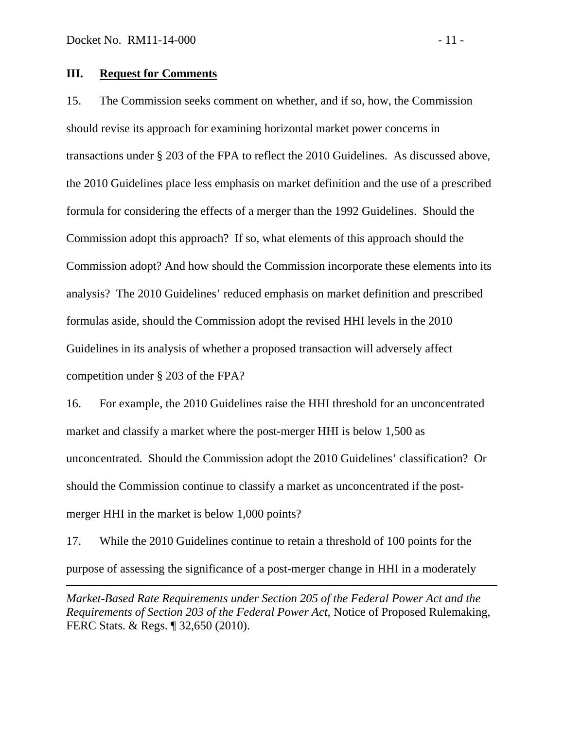## III. Request for Comments

15. The Commission seeks comment on whether, and if so, how, the Commission should revise its approach for examining horizontal market power concerns in transactions under § 203 of the FPA to reflect the 2010 Guidelines. As discussed above, the 2010 Guidelines place less emphasis on market definition and the use of a prescribed formula for considering the effects of a merger than the 1992 Guidelines. Should the Commission adopt this approach? If so, what elements of this approach should the Commission adopt? And how should the Commission incorporate these elements into its analysis? The 2010 Guidelines' reduced emphasis on market definition and prescribed formulas aside, should the Commission adopt the revised HHI levels in the 2010 Guidelines in its analysis of whether a proposed transaction will adversely affect competition under § 203 of the FPA?

16. For example, the 2010 Guidelines raise the HHI threshold for an unconcentrated market and classify a market where the post-merger HHI is below 1,500 as unconcentrated. Should the Commission adopt the 2010 Guidelines' classification? Or should the Commission continue to classify a market as unconcentrated if the post-merger HHI in the market is below 1,000 points?

17. While the 2010 Guidelines continue to retain a threshold of 100 points for the purpose of assessing the significance of a post-merger change in HHI in a moderately

---

*Market-Based Rate Requirements under Section 205 of the Federal Power Act and the Requirements of Section 203 of the Federal Power Act*, Notice of Proposed Rulemaking, FERC Stats. & Regs. ¶ 32,650 (2010).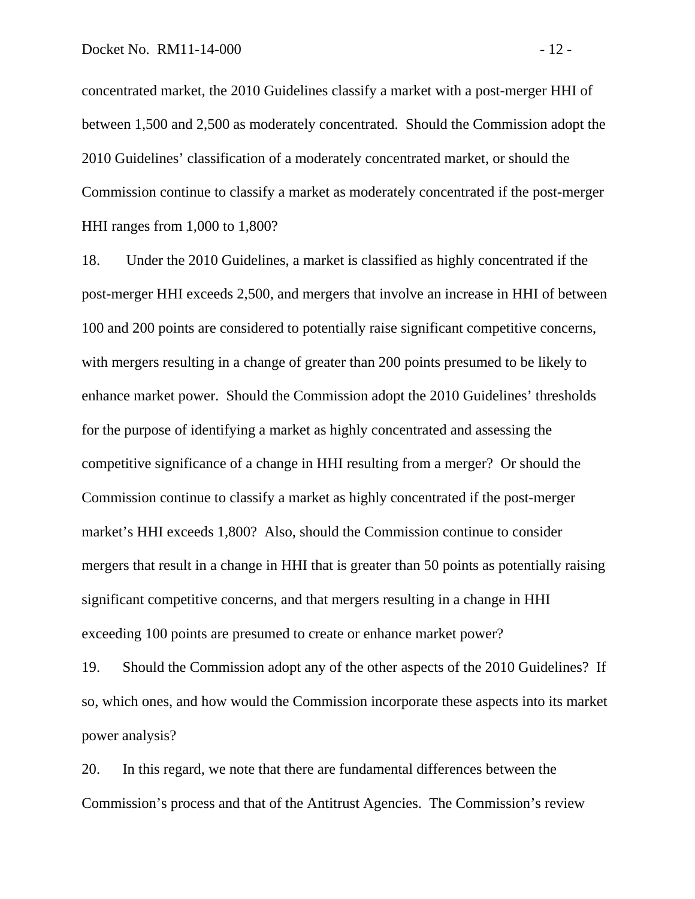concentrated market, the 2010 Guidelines classify a market with a post-merger HHI of between 1,500 and 2,500 as moderately concentrated. Should the Commission adopt the 2010 Guidelines' classification of a moderately concentrated market, or should the Commission continue to classify a market as moderately concentrated if the post-merger HHI ranges from 1,000 to 1,800?

18. Under the 2010 Guidelines, a market is classified as highly concentrated if the post-merger HHI exceeds 2,500, and mergers that involve an increase in HHI of between 100 and 200 points are considered to potentially raise significant competitive concerns, with mergers resulting in a change of greater than 200 points presumed to be likely to enhance market power. Should the Commission adopt the 2010 Guidelines' thresholds for the purpose of identifying a market as highly concentrated and assessing the competitive significance of a change in HHI resulting from a merger? Or should the Commission continue to classify a market as highly concentrated if the post-merger market's HHI exceeds 1,800? Also, should the Commission continue to consider mergers that result in a change in HHI that is greater than 50 points as potentially raising significant competitive concerns, and that mergers resulting in a change in HHI exceeding 100 points are presumed to create or enhance market power?

19. Should the Commission adopt any of the other aspects of the 2010 Guidelines? If so, which ones, and how would the Commission incorporate these aspects into its market power analysis?

20. In this regard, we note that there are fundamental differences between the Commission's process and that of the Antitrust Agencies. The Commission's review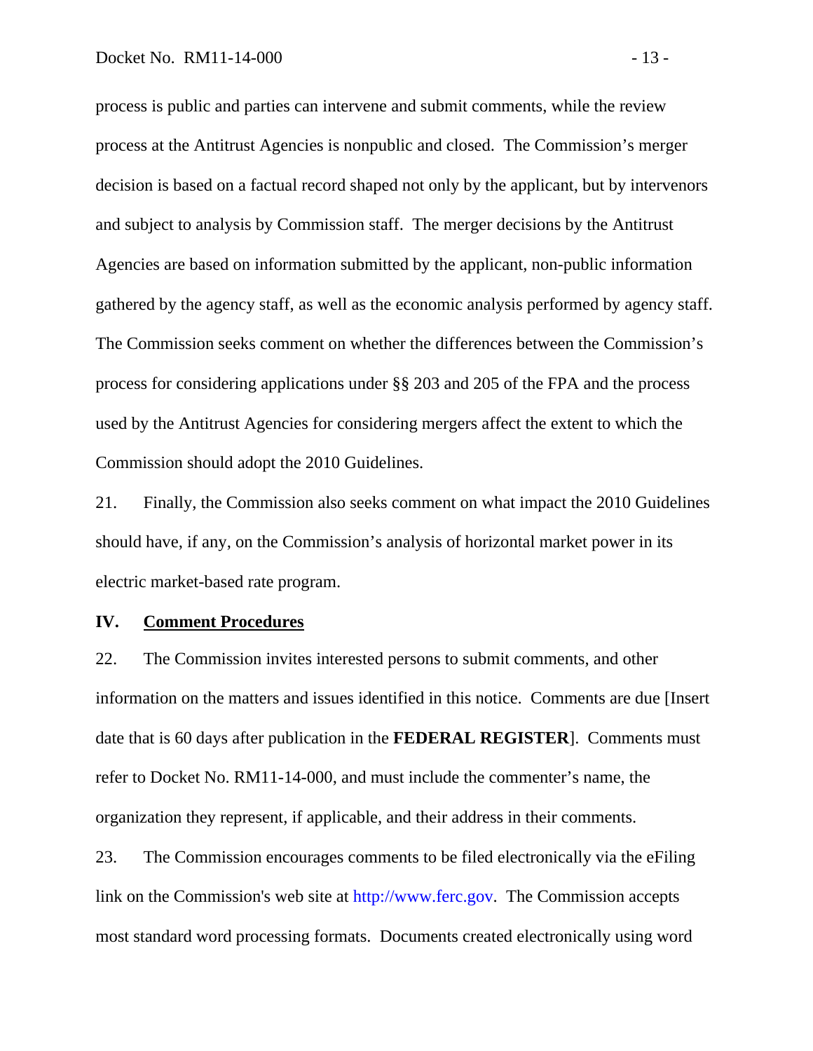process is public and parties can intervene and submit comments, while the review process at the Antitrust Agencies is nonpublic and closed. The Commission's merger decision is based on a factual record shaped not only by the applicant, but by intervenors and subject to analysis by Commission staff. The merger decisions by the Antitrust Agencies are based on information submitted by the applicant, non-public information gathered by the agency staff, as well as the economic analysis performed by agency staff. The Commission seeks comment on whether the differences between the Commission's process for considering applications under §§ 203 and 205 of the FPA and the process used by the Antitrust Agencies for considering mergers affect the extent to which the Commission should adopt the 2010 Guidelines.

21. Finally, the Commission also seeks comment on what impact the 2010 Guidelines should have, if any, on the Commission's analysis of horizontal market power in its electric market-based rate program.

## IV. Comment Procedures

22. The Commission invites interested persons to submit comments, and other information on the matters and issues identified in this notice. Comments are due [Insert date that is 60 days after publication in the **FEDERAL REGISTER**]. Comments must refer to Docket No. RM11-14-000, and must include the commenter's name, the organization they represent, if applicable, and their address in their comments.

23. The Commission encourages comments to be filed electronically via the eFiling link on the Commission's web site at http://www.ferc.gov. The Commission accepts most standard word processing formats. Documents created electronically using word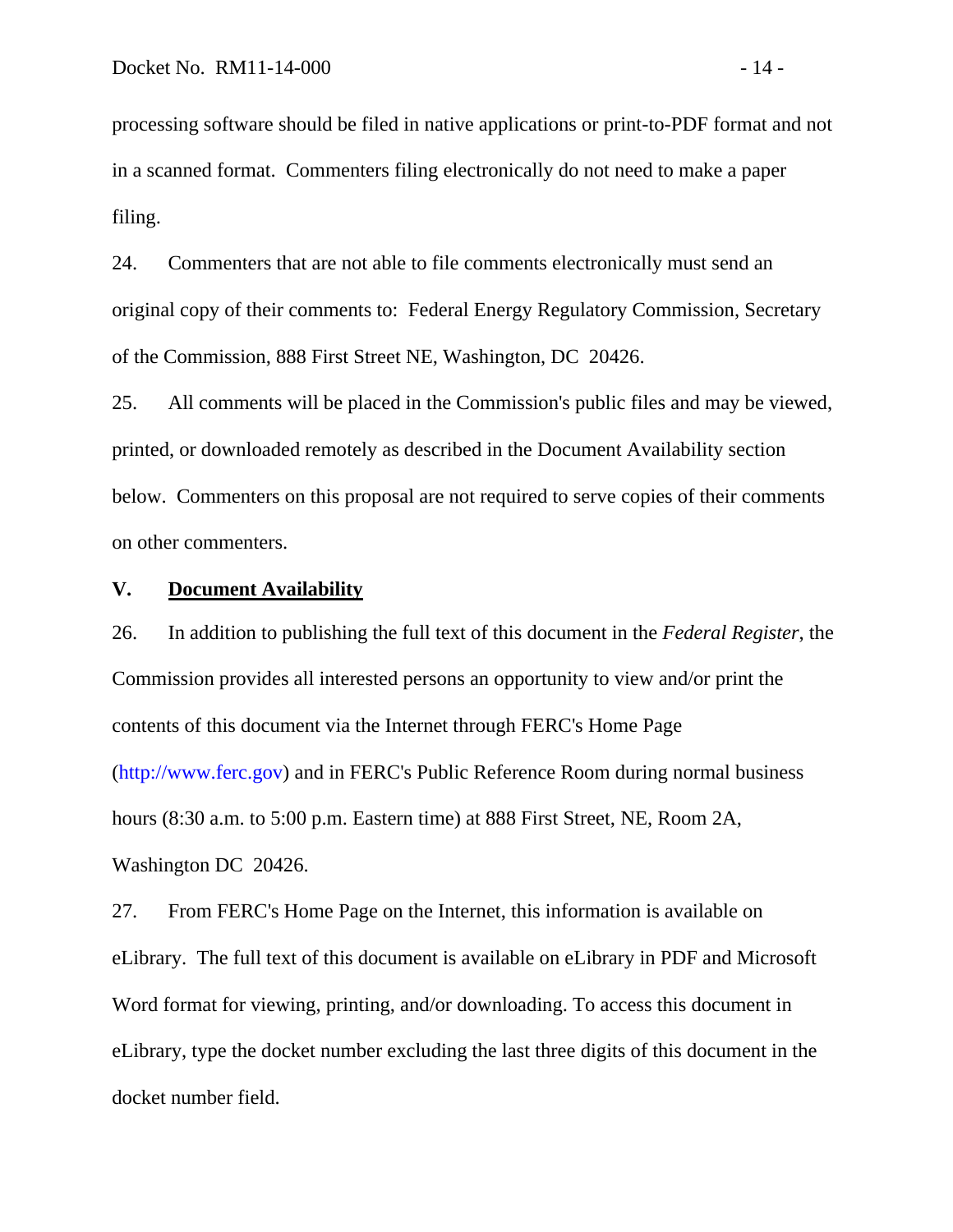processing software should be filed in native applications or print-to-PDF format and not in a scanned format. Commenters filing electronically do not need to make a paper filing.

24. Commenters that are not able to file comments electronically must send an original copy of their comments to: Federal Energy Regulatory Commission, Secretary of the Commission, 888 First Street NE, Washington, DC 20426.

25. All comments will be placed in the Commission's public files and may be viewed, printed, or downloaded remotely as described in the Document Availability section below. Commenters on this proposal are not required to serve copies of their comments on other commenters.

## V. Document Availability

26. In addition to publishing the full text of this document in the *Federal Register*, the Commission provides all interested persons an opportunity to view and/or print the contents of this document via the Internet through FERC's Home Page (http://www.ferc.gov) and in FERC's Public Reference Room during normal business hours (8:30 a.m. to 5:00 p.m. Eastern time) at 888 First Street, NE, Room 2A, Washington DC 20426.

27. From FERC's Home Page on the Internet, this information is available on eLibrary. The full text of this document is available on eLibrary in PDF and Microsoft Word format for viewing, printing, and/or downloading. To access this document in eLibrary, type the docket number excluding the last three digits of this document in the docket number field.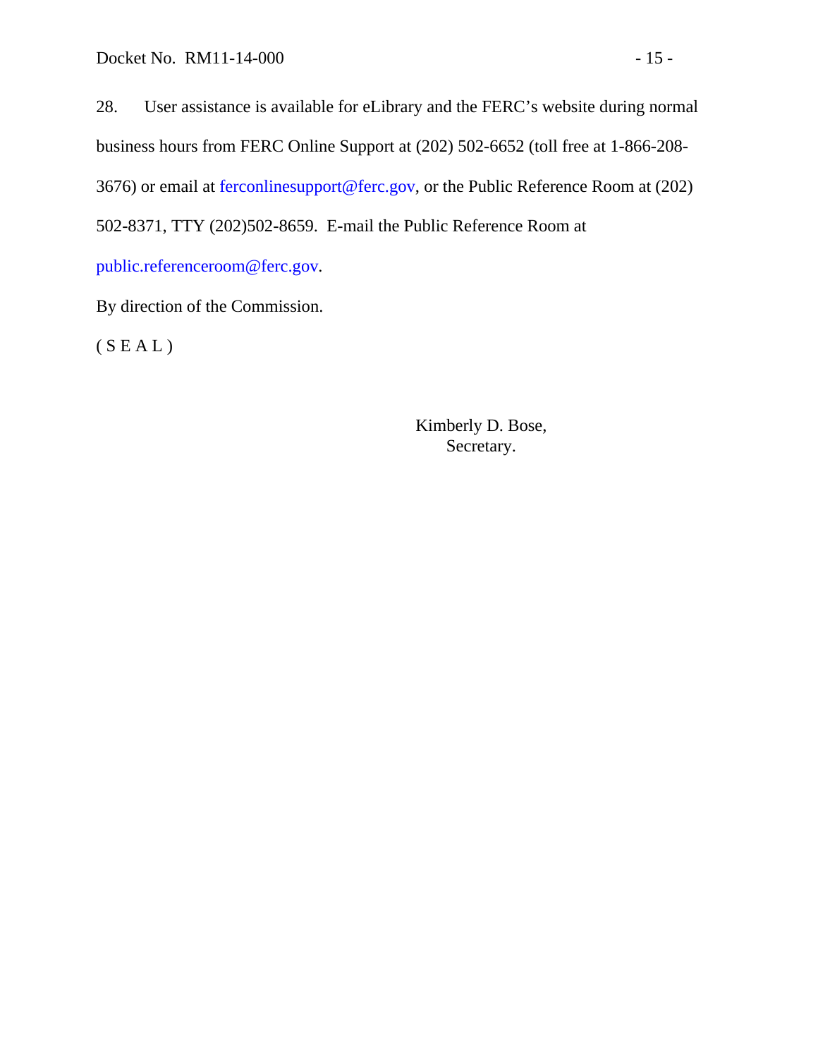28. User assistance is available for eLibrary and the FERC's website during normal business hours from FERC Online Support at (202) 502-6652 (toll free at 1-866-208-3676) or email at ferconlinesupport@ferc.gov, or the Public Reference Room at (202) 502-8371, TTY (202)502-8659. E-mail the Public Reference Room at public.referenceroom@ferc.gov.

By direction of the Commission.

( S E A L )

Kimberly D. Bose,
Secretary.